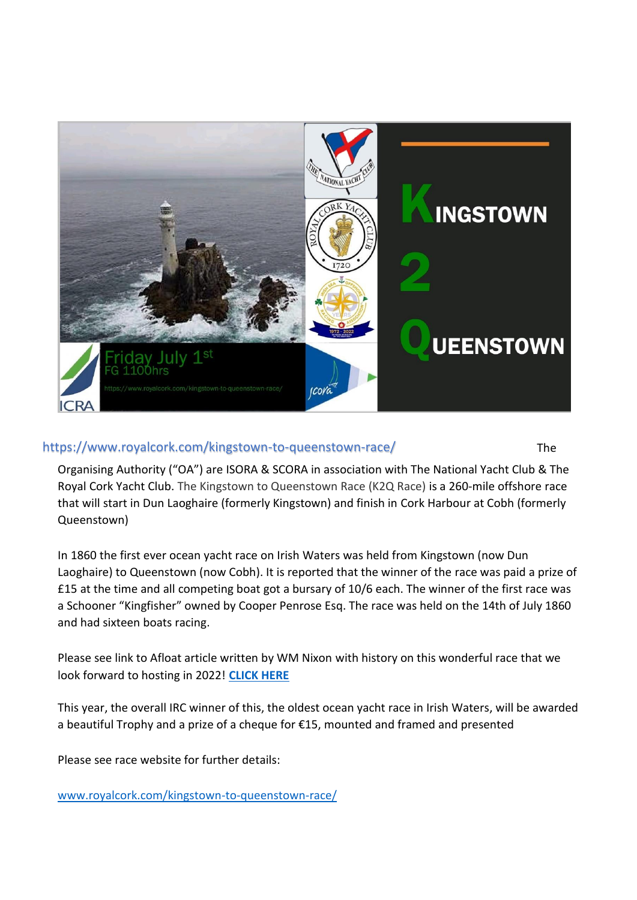Kingstown 2 Queenstown

Friday July 1st
FG 1100hrs

https://www.royalcork.com/kingstown-to-queenstown-race/

https://www.royalcork.com/kingstown-to-queenstown-race/ The Organising Authority ("OA") are ISORA & SCORA in association with The National Yacht Club & The Royal Cork Yacht Club. The Kingstown to Queenstown Race (K2Q Race) is a 260-mile offshore race that will start in Dun Laoghaire (formerly Kingstown) and finish in Cork Harbour at Cobh (formerly Queenstown)

In 1860 the first ever ocean yacht race on Irish Waters was held from Kingstown (now Dun Laoghaire) to Queenstown (now Cobh). It is reported that the winner of the race was paid a prize of £15 at the time and all competing boat got a bursary of 10/6 each. The winner of the first race was a Schooner "Kingfisher" owned by Cooper Penrose Esq. The race was held on the 14th of July 1860 and had sixteen boats racing.

Please see link to Afloat article written by WM Nixon with history on this wonderful race that we look forward to hosting in 2022! **CLICK HERE**

This year, the overall IRC winner of this, the oldest ocean yacht race in Irish Waters, will be awarded a beautiful Trophy and a prize of a cheque for €15, mounted and framed and presented

Please see race website for further details:

www.royalcork.com/kingstown-to-queenstown-race/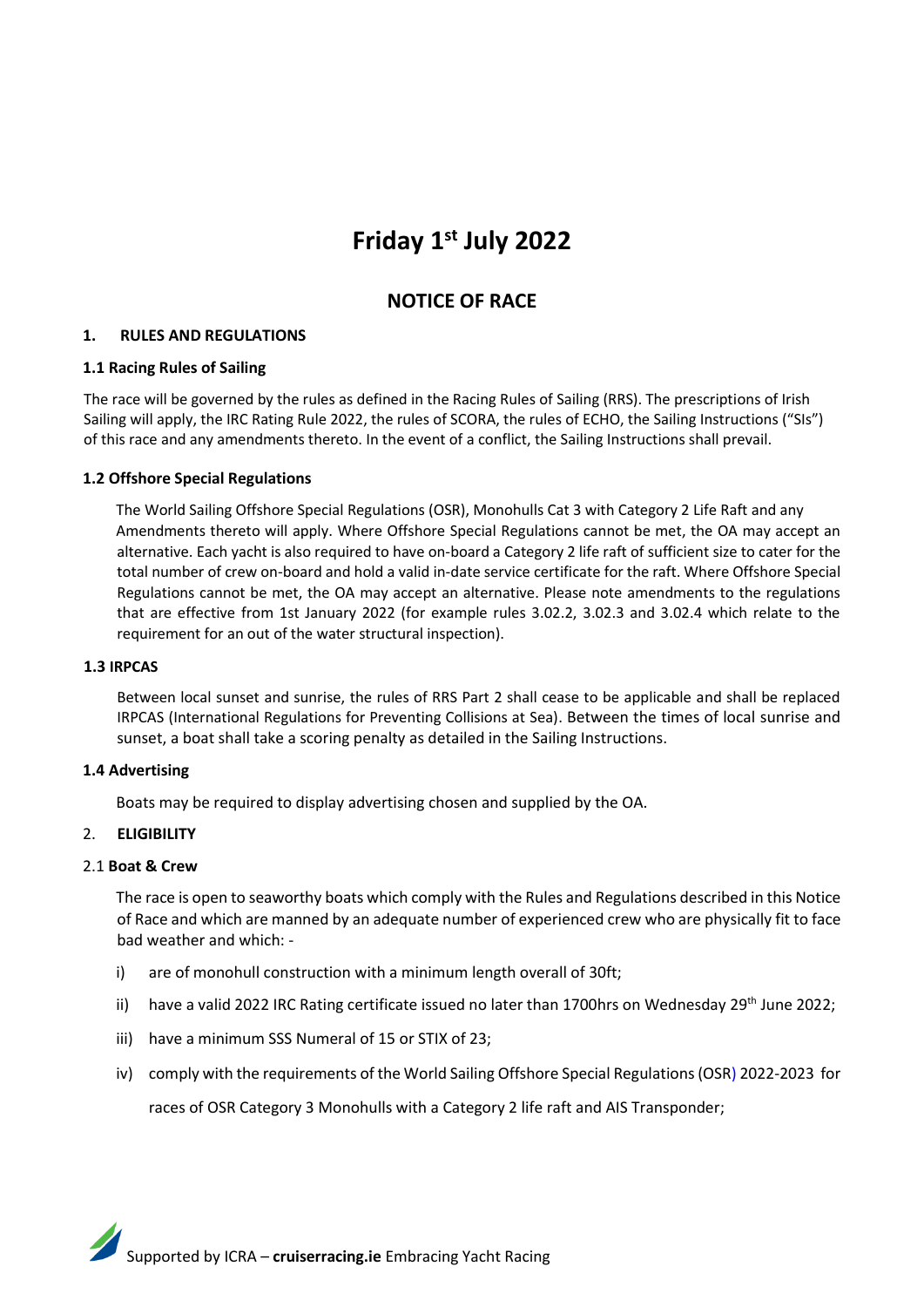# Friday 1st July 2022

## NOTICE OF RACE

### 1. RULES AND REGULATIONS

#### 1.1 Racing Rules of Sailing

The race will be governed by the rules as defined in the Racing Rules of Sailing (RRS). The prescriptions of Irish Sailing will apply, the IRC Rating Rule 2022, the rules of SCORA, the rules of ECHO, the Sailing Instructions ("SIs") of this race and any amendments thereto. In the event of a conflict, the Sailing Instructions shall prevail.

#### 1.2 Offshore Special Regulations

The World Sailing Offshore Special Regulations (OSR), Monohulls Cat 3 with Category 2 Life Raft and any Amendments thereto will apply. Where Offshore Special Regulations cannot be met, the OA may accept an alternative. Each yacht is also required to have on-board a Category 2 life raft of sufficient size to cater for the total number of crew on-board and hold a valid in-date service certificate for the raft. Where Offshore Special Regulations cannot be met, the OA may accept an alternative. Please note amendments to the regulations that are effective from 1st January 2022 (for example rules 3.02.2, 3.02.3 and 3.02.4 which relate to the requirement for an out of the water structural inspection).

#### 1.3 IRPCAS

Between local sunset and sunrise, the rules of RRS Part 2 shall cease to be applicable and shall be replaced IRPCAS (International Regulations for Preventing Collisions at Sea). Between the times of local sunrise and sunset, a boat shall take a scoring penalty as detailed in the Sailing Instructions.

#### 1.4 Advertising

Boats may be required to display advertising chosen and supplied by the OA.

### 2. ELIGIBILITY

#### 2.1 Boat & Crew

The race is open to seaworthy boats which comply with the Rules and Regulations described in this Notice of Race and which are manned by an adequate number of experienced crew who are physically fit to face bad weather and which: -

i) are of monohull construction with a minimum length overall of 30ft;

ii) have a valid 2022 IRC Rating certificate issued no later than 1700hrs on Wednesday 29th June 2022;

iii) have a minimum SSS Numeral of 15 or STIX of 23;

iv) comply with the requirements of the World Sailing Offshore Special Regulations (OSR) 2022-2023 for races of OSR Category 3 Monohulls with a Category 2 life raft and AIS Transponder;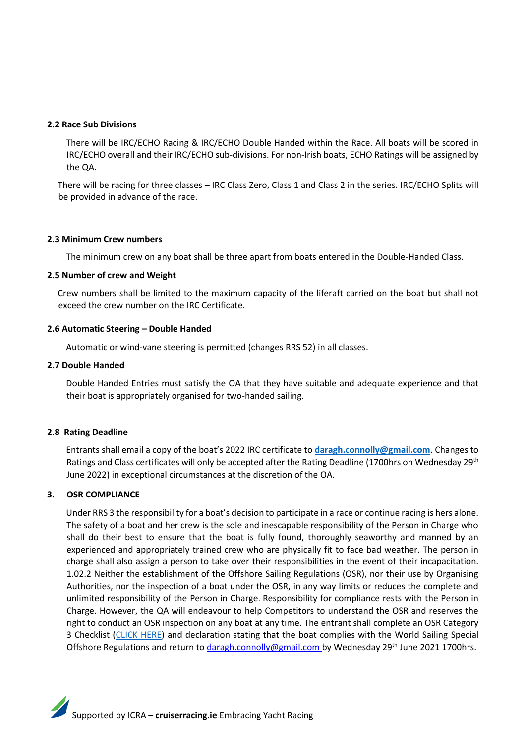### 2.2 Race Sub Divisions

There will be IRC/ECHO Racing & IRC/ECHO Double Handed within the Race. All boats will be scored in IRC/ECHO overall and their IRC/ECHO sub-divisions. For non-Irish boats, ECHO Ratings will be assigned by the QA.

There will be racing for three classes – IRC Class Zero, Class 1 and Class 2 in the series. IRC/ECHO Splits will be provided in advance of the race.

### 2.3 Minimum Crew numbers

The minimum crew on any boat shall be three apart from boats entered in the Double-Handed Class.

### 2.5 Number of crew and Weight

Crew numbers shall be limited to the maximum capacity of the liferaft carried on the boat but shall not exceed the crew number on the IRC Certificate.

### 2.6 Automatic Steering – Double Handed

Automatic or wind-vane steering is permitted (changes RRS 52) in all classes.

### 2.7 Double Handed

Double Handed Entries must satisfy the OA that they have suitable and adequate experience and that their boat is appropriately organised for two-handed sailing.

### 2.8 Rating Deadline

Entrants shall email a copy of the boat's 2022 IRC certificate to **daragh.connolly@gmail.com**. Changes to Ratings and Class certificates will only be accepted after the Rating Deadline (1700hrs on Wednesday 29th June 2022) in exceptional circumstances at the discretion of the OA.

## 3. OSR COMPLIANCE

Under RRS 3 the responsibility for a boat's decision to participate in a race or continue racing is hers alone. The safety of a boat and her crew is the sole and inescapable responsibility of the Person in Charge who shall do their best to ensure that the boat is fully found, thoroughly seaworthy and manned by an experienced and appropriately trained crew who are physically fit to face bad weather. The person in charge shall also assign a person to take over their responsibilities in the event of their incapacitation. 1.02.2 Neither the establishment of the Offshore Sailing Regulations (OSR), nor their use by Organising Authorities, nor the inspection of a boat under the OSR, in any way limits or reduces the complete and unlimited responsibility of the Person in Charge. Responsibility for compliance rests with the Person in Charge. However, the QA will endeavour to help Competitors to understand the OSR and reserves the right to conduct an OSR inspection on any boat at any time. The entrant shall complete an OSR Category 3 Checklist (CLICK HERE) and declaration stating that the boat complies with the World Sailing Special Offshore Regulations and return to daragh.connolly@gmail.com by Wednesday 29th June 2021 1700hrs.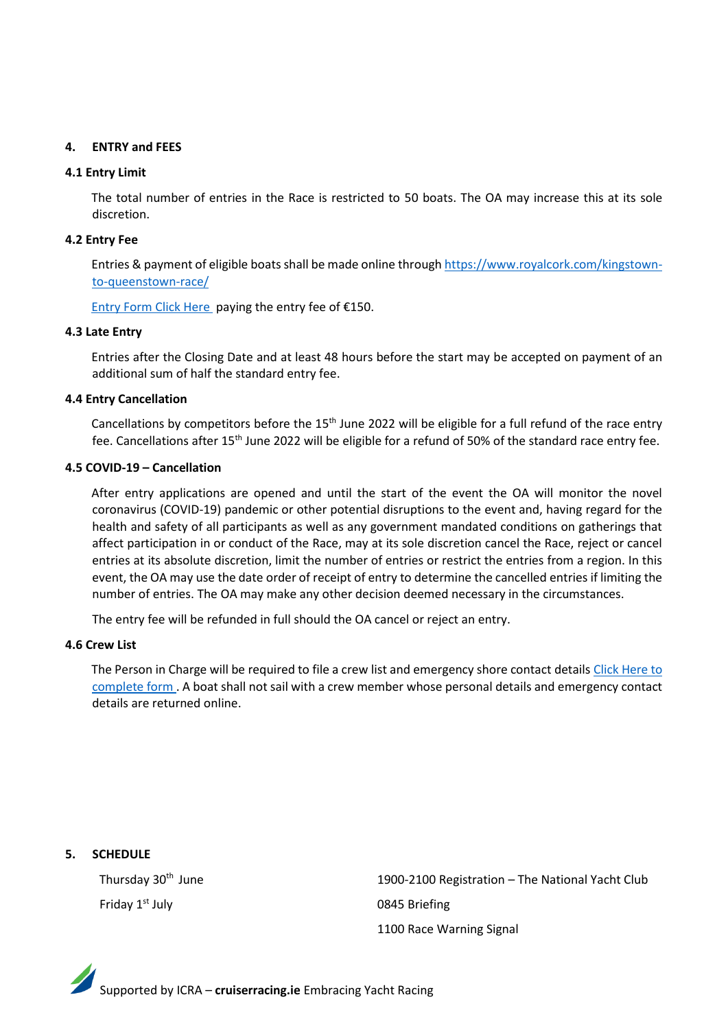## 4. ENTRY and FEES

### 4.1 Entry Limit

The total number of entries in the Race is restricted to 50 boats. The OA may increase this at its sole discretion.

### 4.2 Entry Fee

Entries & payment of eligible boats shall be made online through https://www.royalcork.com/kingstown-to-queenstown-race/

Entry Form Click Here paying the entry fee of €150.

### 4.3 Late Entry

Entries after the Closing Date and at least 48 hours before the start may be accepted on payment of an additional sum of half the standard entry fee.

### 4.4 Entry Cancellation

Cancellations by competitors before the 15th June 2022 will be eligible for a full refund of the race entry fee. Cancellations after 15th June 2022 will be eligible for a refund of 50% of the standard race entry fee.

### 4.5 COVID-19 – Cancellation

After entry applications are opened and until the start of the event the OA will monitor the novel coronavirus (COVID-19) pandemic or other potential disruptions to the event and, having regard for the health and safety of all participants as well as any government mandated conditions on gatherings that affect participation in or conduct of the Race, may at its sole discretion cancel the Race, reject or cancel entries at its absolute discretion, limit the number of entries or restrict the entries from a region. In this event, the OA may use the date order of receipt of entry to determine the cancelled entries if limiting the number of entries. The OA may make any other decision deemed necessary in the circumstances.

The entry fee will be refunded in full should the OA cancel or reject an entry.

### 4.6 Crew List

The Person in Charge will be required to file a crew list and emergency shore contact details Click Here to complete form . A boat shall not sail with a crew member whose personal details and emergency contact details are returned online.

## 5. SCHEDULE

| | |
|---|---|
| Thursday 30th June | 1900-2100 Registration – The National Yacht Club |
| Friday 1st July | 0845 Briefing |
| | 1100 Race Warning Signal |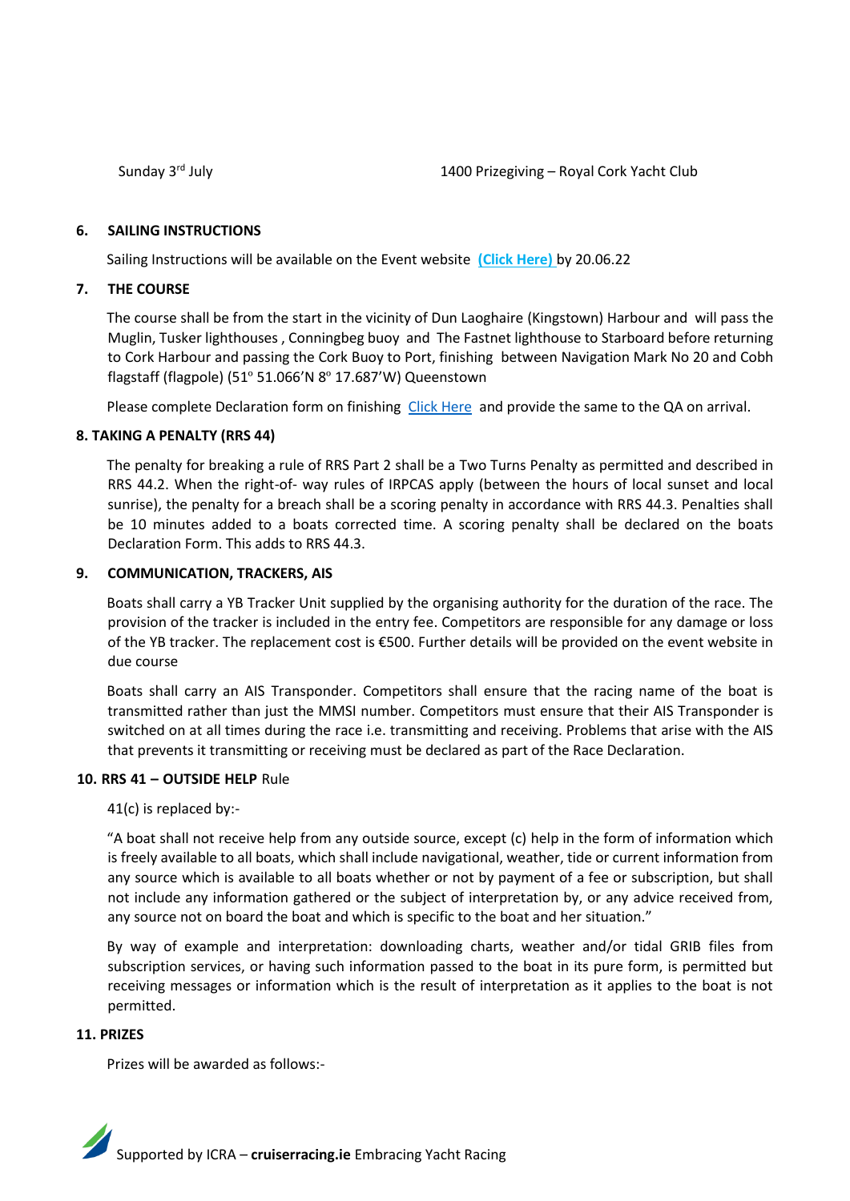| Sunday 3rd July | 1400 Prizegiving – Royal Cork Yacht Club |
|---|---|

## 6. SAILING INSTRUCTIONS

Sailing Instructions will be available on the Event website **(Click Here)** by 20.06.22

## 7. THE COURSE

The course shall be from the start in the vicinity of Dun Laoghaire (Kingstown) Harbour and will pass the Muglin, Tusker lighthouses , Conningbeg buoy and The Fastnet lighthouse to Starboard before returning to Cork Harbour and passing the Cork Buoy to Port, finishing between Navigation Mark No 20 and Cobh flagstaff (flagpole) (51º 51.066'N 8º 17.687'W) Queenstown

Please complete Declaration form on finishing Click Here and provide the same to the QA on arrival.

## 8. TAKING A PENALTY (RRS 44)

The penalty for breaking a rule of RRS Part 2 shall be a Two Turns Penalty as permitted and described in RRS 44.2. When the right-of- way rules of IRPCAS apply (between the hours of local sunset and local sunrise), the penalty for a breach shall be a scoring penalty in accordance with RRS 44.3. Penalties shall be 10 minutes added to a boats corrected time. A scoring penalty shall be declared on the boats Declaration Form. This adds to RRS 44.3.

## 9. COMMUNICATION, TRACKERS, AIS

Boats shall carry a YB Tracker Unit supplied by the organising authority for the duration of the race. The provision of the tracker is included in the entry fee. Competitors are responsible for any damage or loss of the YB tracker. The replacement cost is €500. Further details will be provided on the event website in due course

Boats shall carry an AIS Transponder. Competitors shall ensure that the racing name of the boat is transmitted rather than just the MMSI number. Competitors must ensure that their AIS Transponder is switched on at all times during the race i.e. transmitting and receiving. Problems that arise with the AIS that prevents it transmitting or receiving must be declared as part of the Race Declaration.

## 10. RRS 41 – OUTSIDE HELP Rule

41(c) is replaced by:-

"A boat shall not receive help from any outside source, except (c) help in the form of information which is freely available to all boats, which shall include navigational, weather, tide or current information from any source which is available to all boats whether or not by payment of a fee or subscription, but shall not include any information gathered or the subject of interpretation by, or any advice received from, any source not on board the boat and which is specific to the boat and her situation."

By way of example and interpretation: downloading charts, weather and/or tidal GRIB files from subscription services, or having such information passed to the boat in its pure form, is permitted but receiving messages or information which is the result of interpretation as it applies to the boat is not permitted.

## 11. PRIZES

Prizes will be awarded as follows:-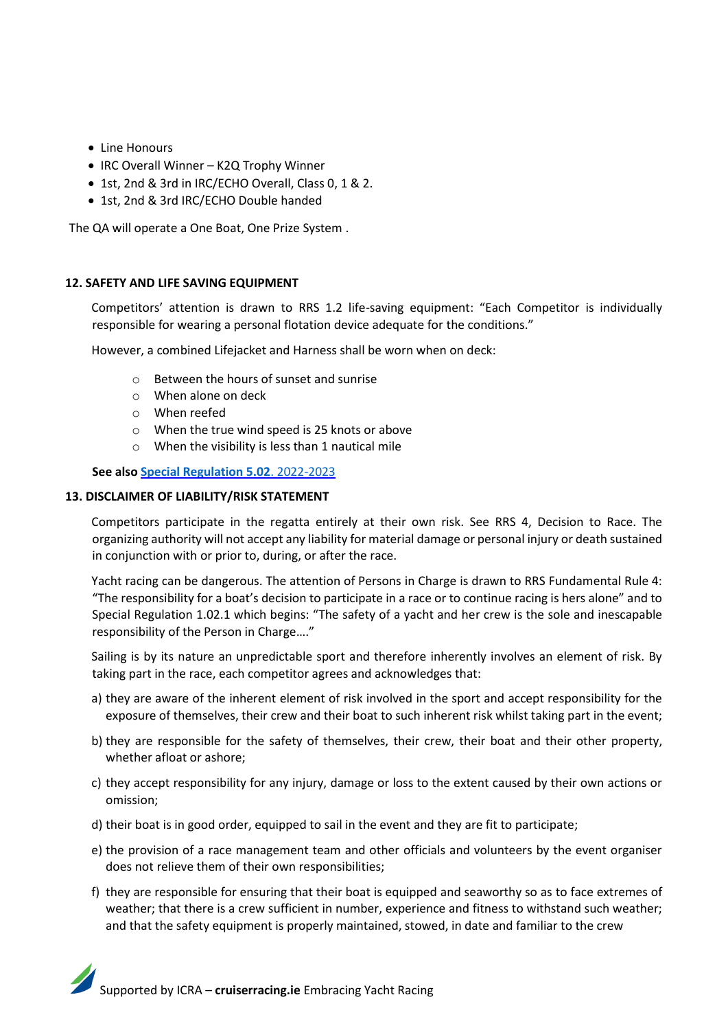- Line Honours
- IRC Overall Winner – K2Q Trophy Winner
- 1st, 2nd & 3rd in IRC/ECHO Overall, Class 0, 1 & 2.
- 1st, 2nd & 3rd IRC/ECHO Double handed

The QA will operate a One Boat, One Prize System .

## 12. SAFETY AND LIFE SAVING EQUIPMENT

Competitors' attention is drawn to RRS 1.2 life-saving equipment: "Each Competitor is individually responsible for wearing a personal flotation device adequate for the conditions."

However, a combined Lifejacket and Harness shall be worn when on deck:

- Between the hours of sunset and sunrise
- When alone on deck
- When reefed
- When the true wind speed is 25 knots or above
- When the visibility is less than 1 nautical mile

**See also [Special Regulation 5.02](). 2022-2023**

## 13. DISCLAIMER OF LIABILITY/RISK STATEMENT

Competitors participate in the regatta entirely at their own risk. See RRS 4, Decision to Race. The organizing authority will not accept any liability for material damage or personal injury or death sustained in conjunction with or prior to, during, or after the race.

Yacht racing can be dangerous. The attention of Persons in Charge is drawn to RRS Fundamental Rule 4: "The responsibility for a boat's decision to participate in a race or to continue racing is hers alone" and to Special Regulation 1.02.1 which begins: "The safety of a yacht and her crew is the sole and inescapable responsibility of the Person in Charge…."

Sailing is by its nature an unpredictable sport and therefore inherently involves an element of risk. By taking part in the race, each competitor agrees and acknowledges that:

a) they are aware of the inherent element of risk involved in the sport and accept responsibility for the exposure of themselves, their crew and their boat to such inherent risk whilst taking part in the event;

b) they are responsible for the safety of themselves, their crew, their boat and their other property, whether afloat or ashore;

c) they accept responsibility for any injury, damage or loss to the extent caused by their own actions or omission;

d) their boat is in good order, equipped to sail in the event and they are fit to participate;

e) the provision of a race management team and other officials and volunteers by the event organiser does not relieve them of their own responsibilities;

f) they are responsible for ensuring that their boat is equipped and seaworthy so as to face extremes of weather; that there is a crew sufficient in number, experience and fitness to withstand such weather; and that the safety equipment is properly maintained, stowed, in date and familiar to the crew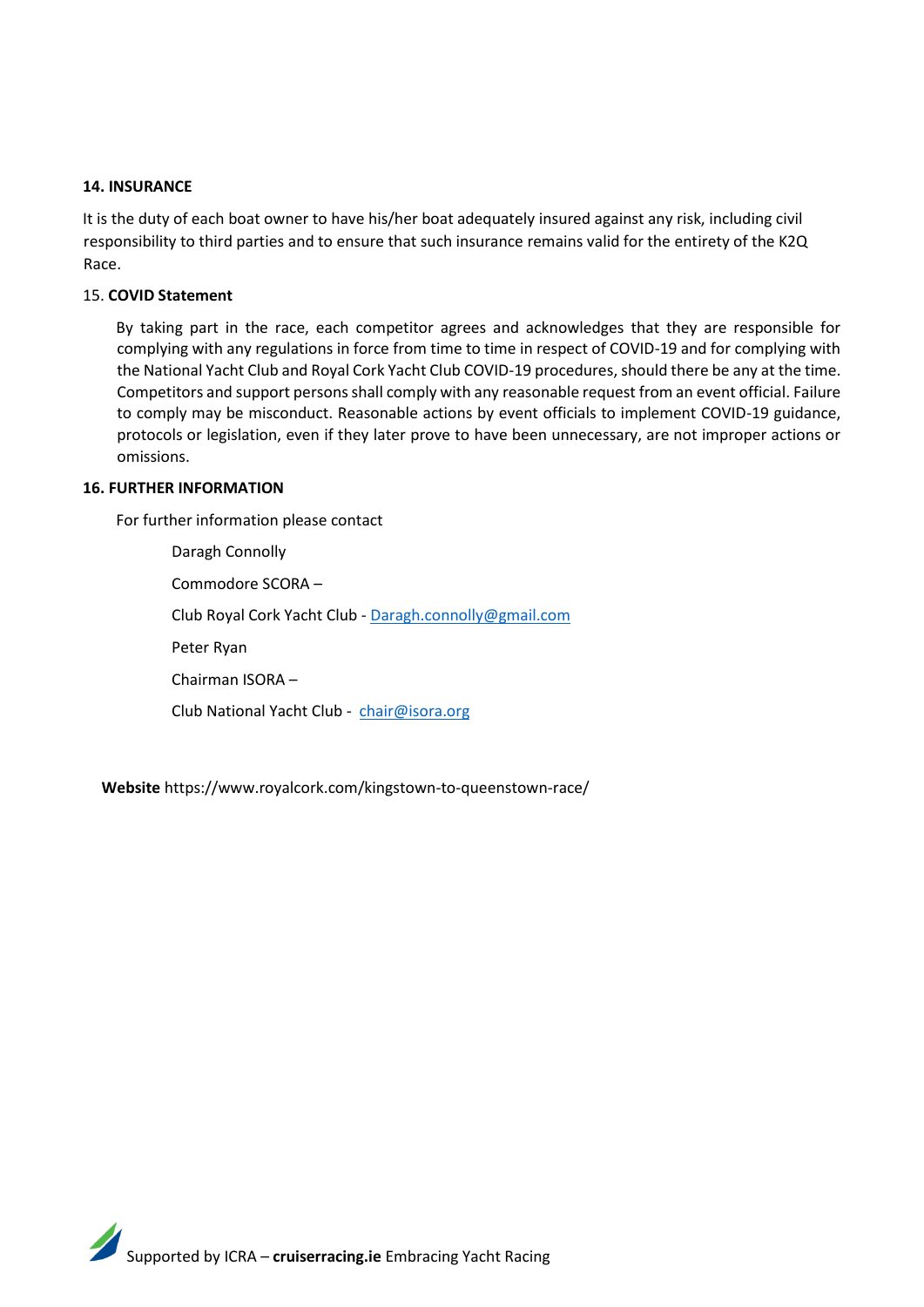**14. INSURANCE**

It is the duty of each boat owner to have his/her boat adequately insured against any risk, including civil responsibility to third parties and to ensure that such insurance remains valid for the entirety of the K2Q Race.

15. **COVID Statement**

By taking part in the race, each competitor agrees and acknowledges that they are responsible for complying with any regulations in force from time to time in respect of COVID-19 and for complying with the National Yacht Club and Royal Cork Yacht Club COVID-19 procedures, should there be any at the time. Competitors and support persons shall comply with any reasonable request from an event official. Failure to comply may be misconduct. Reasonable actions by event officials to implement COVID-19 guidance, protocols or legislation, even if they later prove to have been unnecessary, are not improper actions or omissions.

**16. FURTHER INFORMATION**

For further information please contact

Daragh Connolly

Commodore SCORA –

Club Royal Cork Yacht Club - Daragh.connolly@gmail.com

Peter Ryan

Chairman ISORA –

Club National Yacht Club - chair@isora.org

**Website** https://www.royalcork.com/kingstown-to-queenstown-race/

Supported by ICRA – **cruiserracing.ie** Embracing Yacht Racing